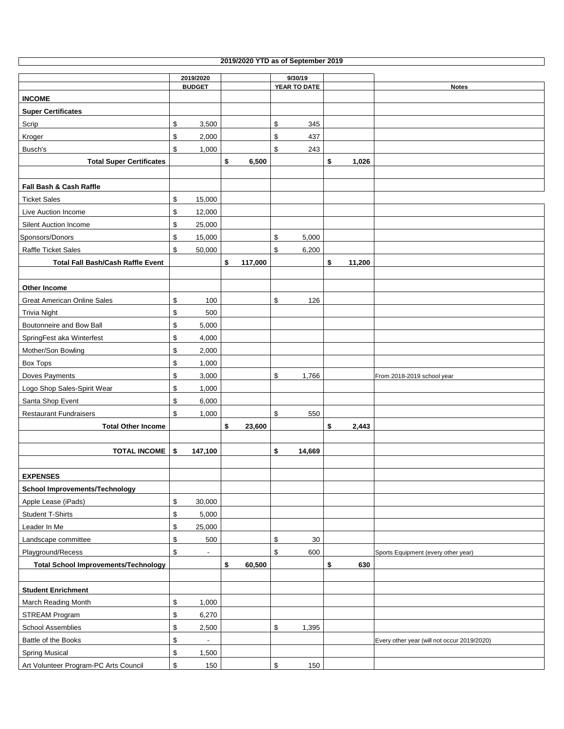# 2019/2020 YTD as of September 2019

| | 2019/2020 BUDGET | | 9/30/19 YEAR TO DATE | | Notes |
|---|---|---|---|---|---|
| **INCOME** | | | | | |
| **Super Certificates** | | | | | |
| Scrip | $ 3,500 | | $ 345 | | |
| Kroger | $ 2,000 | | $ 437 | | |
| Busch's | $ 1,000 | | $ 243 | | |
| **Total Super Certificates** | | **$ 6,500** | | **$ 1,026** | |
| | | | | | |
| **Fall Bash & Cash Raffle** | | | | | |
| Ticket Sales | $ 15,000 | | | | |
| Live Auction Income | $ 12,000 | | | | |
| Silent Auction Income | $ 25,000 | | | | |
| Sponsors/Donors | $ 15,000 | | $ 5,000 | | |
| Raffle Ticket Sales | $ 50,000 | | $ 6,200 | | |
| **Total Fall Bash/Cash Raffle Event** | | **$ 117,000** | | **$ 11,200** | |
| | | | | | |
| **Other Income** | | | | | |
| Great American Online Sales | $ 100 | | $ 126 | | |
| Trivia Night | $ 500 | | | | |
| Boutonneire and Bow Ball | $ 5,000 | | | | |
| SpringFest aka Winterfest | $ 4,000 | | | | |
| Mother/Son Bowling | $ 2,000 | | | | |
| Box Tops | $ 1,000 | | | | |
| Doves Payments | $ 3,000 | | $ 1,766 | | From 2018-2019 school year |
| Logo Shop Sales-Spirit Wear | $ 1,000 | | | | |
| Santa Shop Event | $ 6,000 | | | | |
| Restaurant Fundraisers | $ 1,000 | | $ 550 | | |
| **Total Other Income** | | **$ 23,600** | | **$ 2,443** | |
| | | | | | |
| **TOTAL INCOME** | **$ 147,100** | | **$ 14,669** | | |
| | | | | | |
| **EXPENSES** | | | | | |
| **School Improvements/Technology** | | | | | |
| Apple Lease (iPads) | $ 30,000 | | | | |
| Student T-Shirts | $ 5,000 | | | | |
| Leader In Me | $ 25,000 | | | | |
| Landscape committee | $ 500 | | $ 30 | | |
| Playground/Recess | $ - | | $ 600 | | Sports Equipment (every other year) |
| **Total School Improvements/Technology** | | **$ 60,500** | | **$ 630** | |
| | | | | | |
| **Student Enrichment** | | | | | |
| March Reading Month | $ 1,000 | | | | |
| STREAM Program | $ 6,270 | | | | |
| School Assemblies | $ 2,500 | | $ 1,395 | | |
| Battle of the Books | $ - | | | | Every other year (will not occur 2019/2020) |
| Spring Musical | $ 1,500 | | | | |
| Art Volunteer Program-PC Arts Council | $ 150 | | $ 150 | | |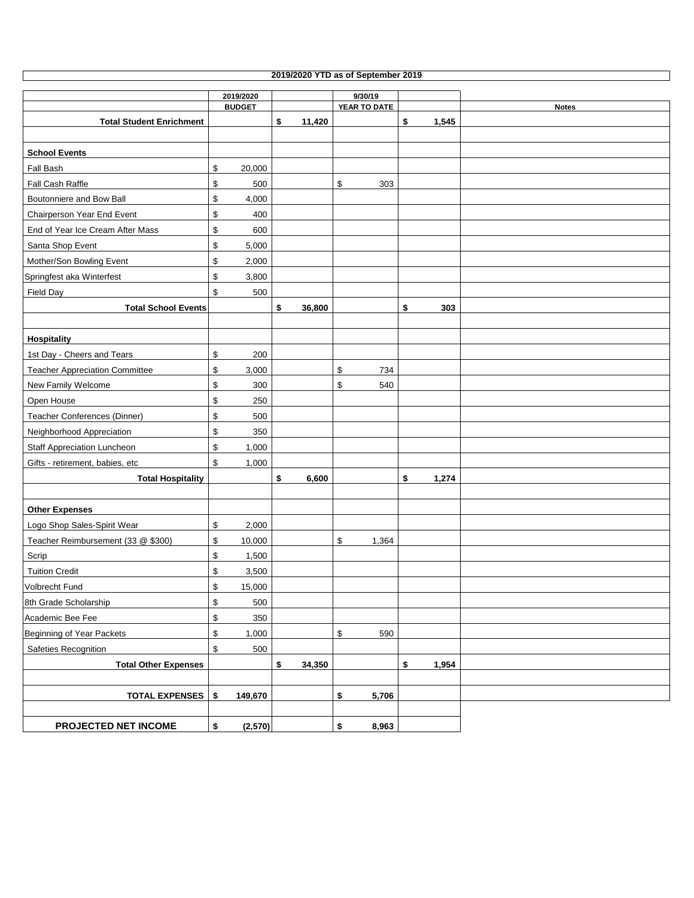**2019/2020 YTD as of September 2019**

| | 2019/2020 BUDGET | | 9/30/19 YEAR TO DATE | | Notes |
|---|---|---|---|---|---|
| **Total Student Enrichment** | | **$ 11,420** | | **$ 1,545** | |
| | | | | | |
| **School Events** | | | | | |
| Fall Bash | $ 20,000 | | | | |
| Fall Cash Raffle | $ 500 | | $ 303 | | |
| Boutonniere and Bow Ball | $ 4,000 | | | | |
| Chairperson Year End Event | $ 400 | | | | |
| End of Year Ice Cream After Mass | $ 600 | | | | |
| Santa Shop Event | $ 5,000 | | | | |
| Mother/Son Bowling Event | $ 2,000 | | | | |
| Springfest aka Winterfest | $ 3,800 | | | | |
| Field Day | $ 500 | | | | |
| **Total School Events** | | **$ 36,800** | | **$ 303** | |
| | | | | | |
| **Hospitality** | | | | | |
| 1st Day - Cheers and Tears | $ 200 | | | | |
| Teacher Appreciation Committee | $ 3,000 | | $ 734 | | |
| New Family Welcome | $ 300 | | $ 540 | | |
| Open House | $ 250 | | | | |
| Teacher Conferences (Dinner) | $ 500 | | | | |
| Neighborhood Appreciation | $ 350 | | | | |
| Staff Appreciation Luncheon | $ 1,000 | | | | |
| Gifts - retirement, babies, etc | $ 1,000 | | | | |
| **Total Hospitality** | | **$ 6,600** | | **$ 1,274** | |
| | | | | | |
| **Other Expenses** | | | | | |
| Logo Shop Sales-Spirit Wear | $ 2,000 | | | | |
| Teacher Reimbursement (33 @ $300) | $ 10,000 | | $ 1,364 | | |
| Scrip | $ 1,500 | | | | |
| Tuition Credit | $ 3,500 | | | | |
| Volbrecht Fund | $ 15,000 | | | | |
| 8th Grade Scholarship | $ 500 | | | | |
| Academic Bee Fee | $ 350 | | | | |
| Beginning of Year Packets | $ 1,000 | | $ 590 | | |
| Safeties Recognition | $ 500 | | | | |
| **Total Other Expenses** | | **$ 34,350** | | **$ 1,954** | |
| | | | | | |
| **TOTAL EXPENSES** | **$ 149,670** | | **$ 5,706** | | |
| | | | | | |
| **PROJECTED NET INCOME** | **$ (2,570)** | | **$ 8,963** | | |